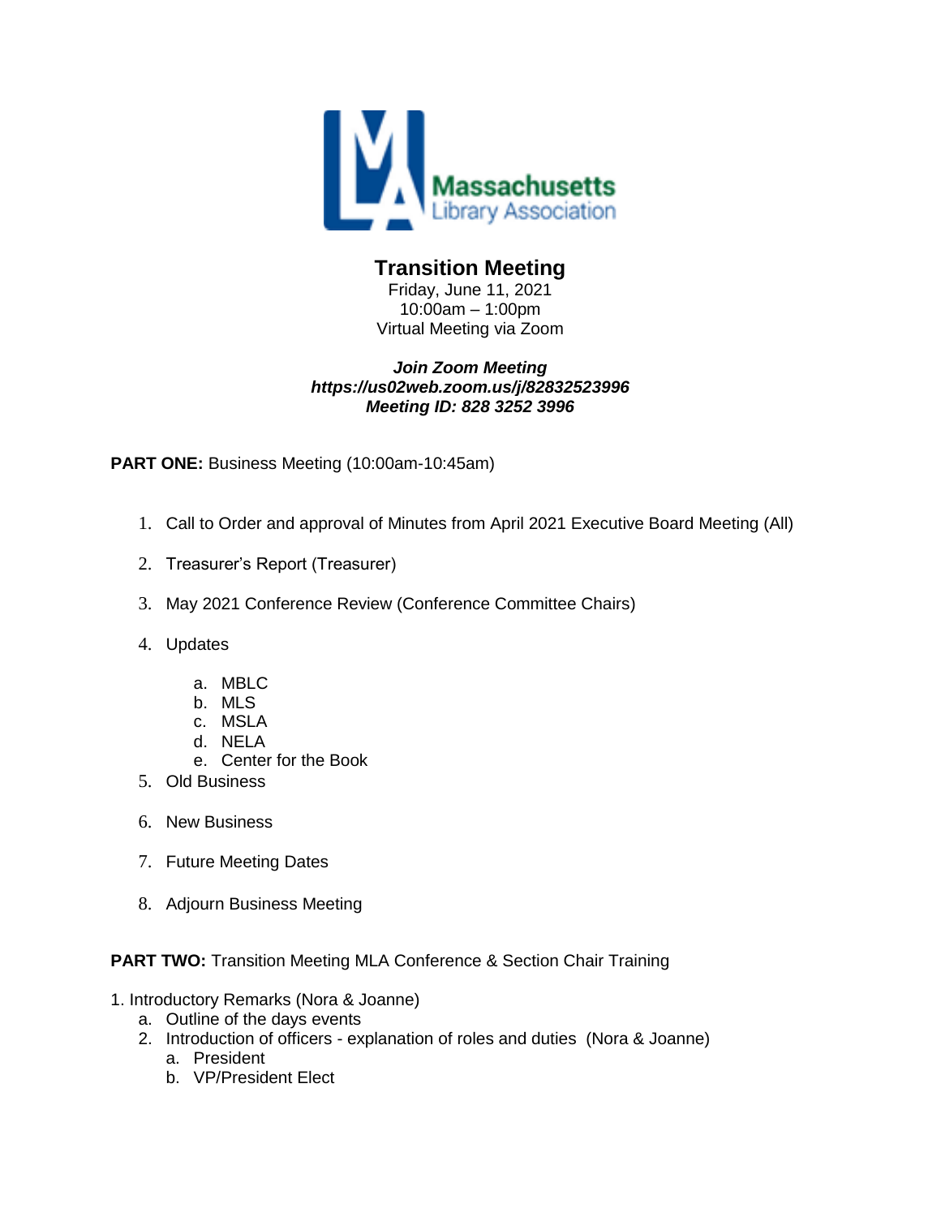Massachusetts Library Association

# Transition Meeting

Friday, June 11, 2021
10:00am – 1:00pm
Virtual Meeting via Zoom

***Join Zoom Meeting***
***https://us02web.zoom.us/j/82832523996***
***Meeting ID: 828 3252 3996***

**PART ONE:** Business Meeting (10:00am-10:45am)

1. Call to Order and approval of Minutes from April 2021 Executive Board Meeting (All)
2. Treasurer's Report (Treasurer)
3. May 2021 Conference Review (Conference Committee Chairs)
4. Updates
   a. MBLC
   b. MLS
   c. MSLA
   d. NELA
   e. Center for the Book
5. Old Business
6. New Business
7. Future Meeting Dates
8. Adjourn Business Meeting

**PART TWO:** Transition Meeting MLA Conference & Section Chair Training

1. Introductory Remarks (Nora & Joanne)
   a. Outline of the days events
   2. Introduction of officers - explanation of roles and duties (Nora & Joanne)
      a. President
      b. VP/President Elect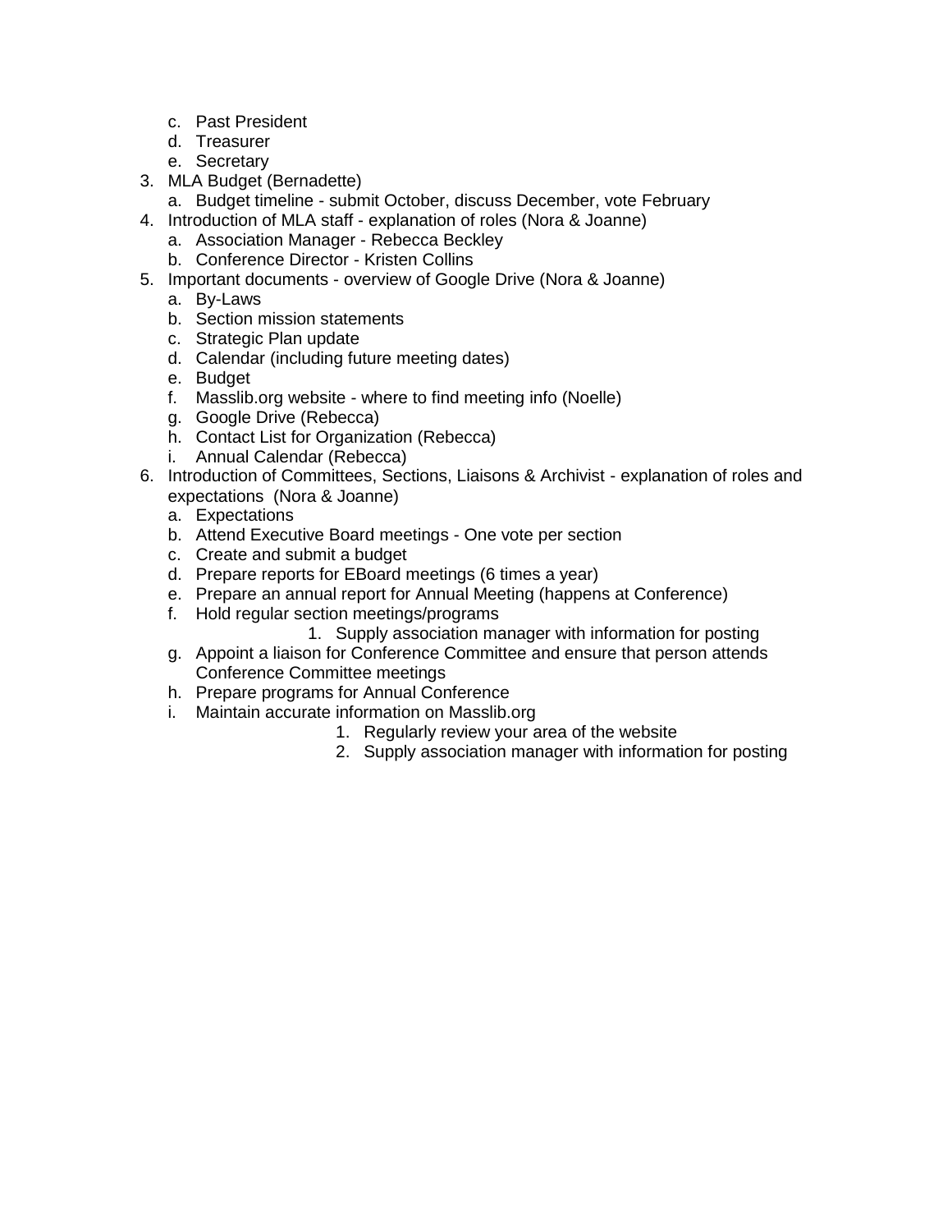c. Past President
d. Treasurer
e. Secretary

3. MLA Budget (Bernadette)
    a. Budget timeline - submit October, discuss December, vote February
4. Introduction of MLA staff - explanation of roles (Nora & Joanne)
    a. Association Manager - Rebecca Beckley
    b. Conference Director - Kristen Collins
5. Important documents - overview of Google Drive (Nora & Joanne)
    a. By-Laws
    b. Section mission statements
    c. Strategic Plan update
    d. Calendar (including future meeting dates)
    e. Budget
    f. Masslib.org website - where to find meeting info (Noelle)
    g. Google Drive (Rebecca)
    h. Contact List for Organization (Rebecca)
    i. Annual Calendar (Rebecca)
6. Introduction of Committees, Sections, Liaisons & Archivist - explanation of roles and expectations (Nora & Joanne)
    a. Expectations
    b. Attend Executive Board meetings - One vote per section
    c. Create and submit a budget
    d. Prepare reports for EBoard meetings (6 times a year)
    e. Prepare an annual report for Annual Meeting (happens at Conference)
    f. Hold regular section meetings/programs
        1. Supply association manager with information for posting
    g. Appoint a liaison for Conference Committee and ensure that person attends Conference Committee meetings
    h. Prepare programs for Annual Conference
    i. Maintain accurate information on Masslib.org
        1. Regularly review your area of the website
        2. Supply association manager with information for posting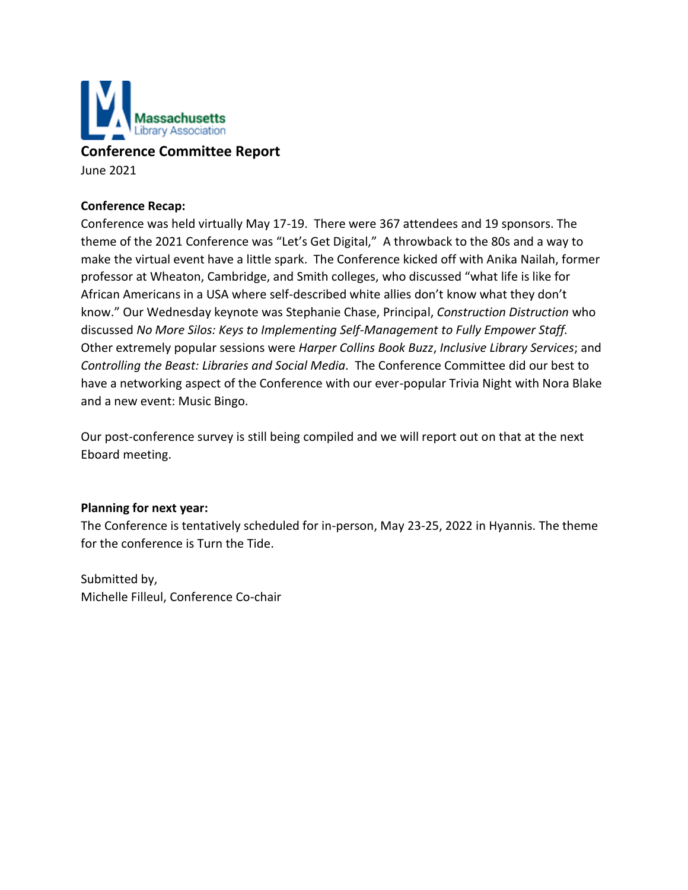Massachusetts Library Association

## Conference Committee Report

June 2021

**Conference Recap:**

Conference was held virtually May 17-19. There were 367 attendees and 19 sponsors. The theme of the 2021 Conference was "Let's Get Digital," A throwback to the 80s and a way to make the virtual event have a little spark. The Conference kicked off with Anika Nailah, former professor at Wheaton, Cambridge, and Smith colleges, who discussed "what life is like for African Americans in a USA where self-described white allies don't know what they don't know." Our Wednesday keynote was Stephanie Chase, Principal, *Construction Distruction* who discussed *No More Silos: Keys to Implementing Self-Management to Fully Empower Staff.* Other extremely popular sessions were *Harper Collins Book Buzz*, *Inclusive Library Services*; and *Controlling the Beast: Libraries and Social Media*. The Conference Committee did our best to have a networking aspect of the Conference with our ever-popular Trivia Night with Nora Blake and a new event: Music Bingo.

Our post-conference survey is still being compiled and we will report out on that at the next Eboard meeting.

**Planning for next year:**

The Conference is tentatively scheduled for in-person, May 23-25, 2022 in Hyannis. The theme for the conference is Turn the Tide.

Submitted by,
Michelle Filleul, Conference Co-chair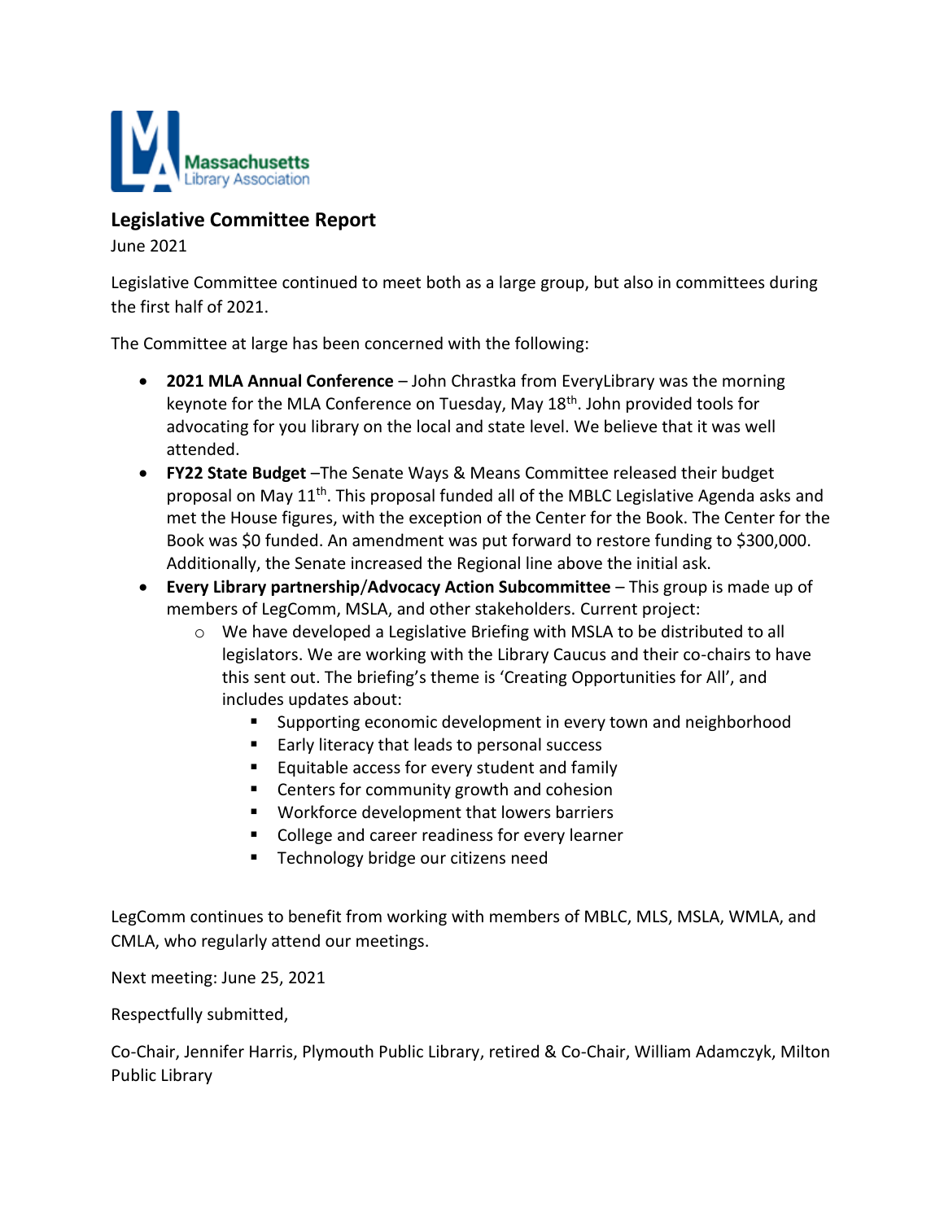Massachusetts Library Association

## Legislative Committee Report

June 2021

Legislative Committee continued to meet both as a large group, but also in committees during the first half of 2021.

The Committee at large has been concerned with the following:

- **2021 MLA Annual Conference** – John Chrastka from EveryLibrary was the morning keynote for the MLA Conference on Tuesday, May 18th. John provided tools for advocating for you library on the local and state level. We believe that it was well attended.
- **FY22 State Budget** –The Senate Ways & Means Committee released their budget proposal on May 11th. This proposal funded all of the MBLC Legislative Agenda asks and met the House figures, with the exception of the Center for the Book. The Center for the Book was $0 funded. An amendment was put forward to restore funding to $300,000. Additionally, the Senate increased the Regional line above the initial ask.
- **Every Library partnership**/**Advocacy Action Subcommittee** – This group is made up of members of LegComm, MSLA, and other stakeholders. Current project:
  - We have developed a Legislative Briefing with MSLA to be distributed to all legislators. We are working with the Library Caucus and their co-chairs to have this sent out. The briefing's theme is 'Creating Opportunities for All', and includes updates about:
    - Supporting economic development in every town and neighborhood
    - Early literacy that leads to personal success
    - Equitable access for every student and family
    - Centers for community growth and cohesion
    - Workforce development that lowers barriers
    - College and career readiness for every learner
    - Technology bridge our citizens need

LegComm continues to benefit from working with members of MBLC, MLS, MSLA, WMLA, and CMLA, who regularly attend our meetings.

Next meeting: June 25, 2021

Respectfully submitted,

Co-Chair, Jennifer Harris, Plymouth Public Library, retired & Co-Chair, William Adamczyk, Milton Public Library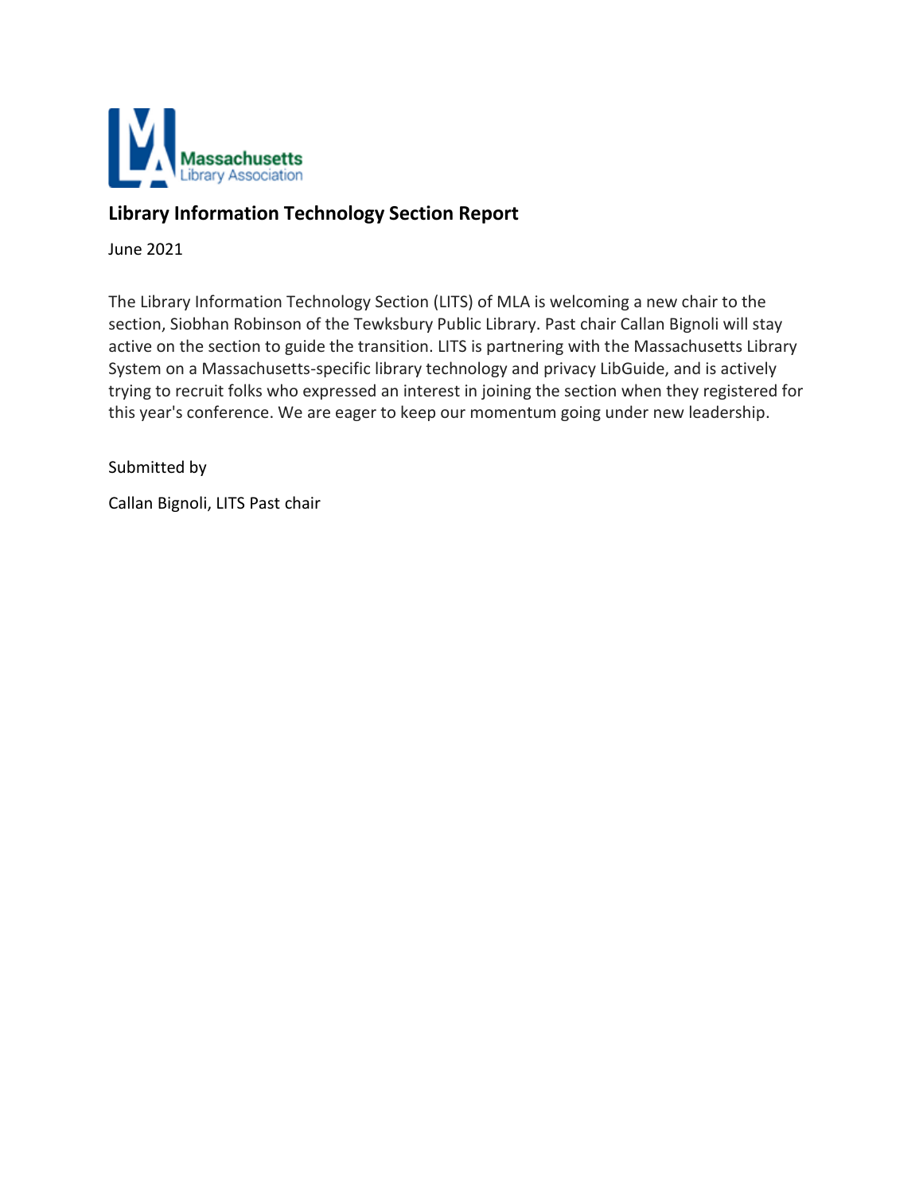## Library Information Technology Section Report

June 2021

The Library Information Technology Section (LITS) of MLA is welcoming a new chair to the section, Siobhan Robinson of the Tewksbury Public Library. Past chair Callan Bignoli will stay active on the section to guide the transition. LITS is partnering with the Massachusetts Library System on a Massachusetts-specific library technology and privacy LibGuide, and is actively trying to recruit folks who expressed an interest in joining the section when they registered for this year's conference. We are eager to keep our momentum going under new leadership.

Submitted by

Callan Bignoli, LITS Past chair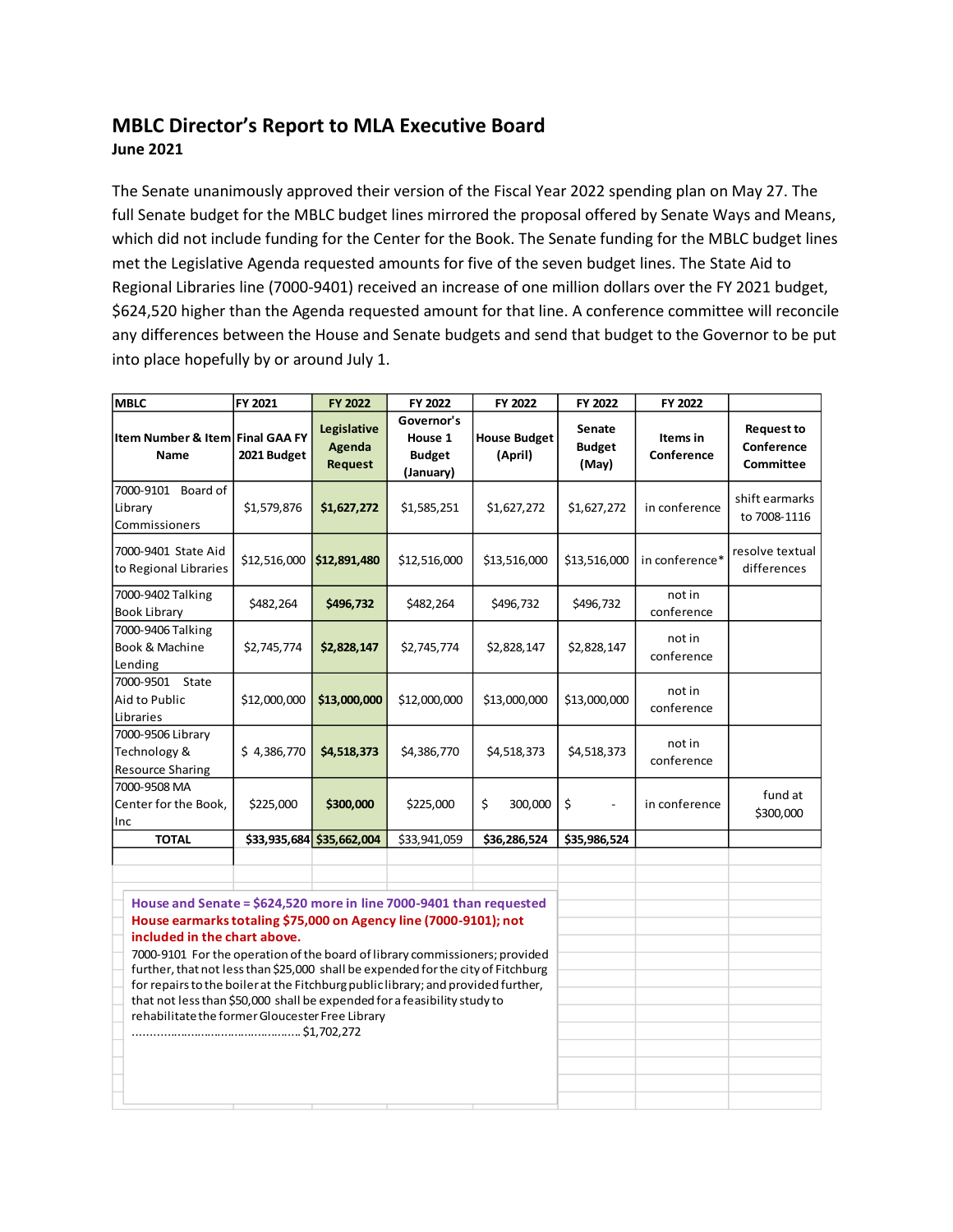## MBLC Director's Report to MLA Executive Board

**June 2021**

The Senate unanimously approved their version of the Fiscal Year 2022 spending plan on May 27. The full Senate budget for the MBLC budget lines mirrored the proposal offered by Senate Ways and Means, which did not include funding for the Center for the Book. The Senate funding for the MBLC budget lines met the Legislative Agenda requested amounts for five of the seven budget lines. The State Aid to Regional Libraries line (7000-9401) received an increase of one million dollars over the FY 2021 budget, $624,520 higher than the Agenda requested amount for that line. A conference committee will reconcile any differences between the House and Senate budgets and send that budget to the Governor to be put into place hopefully by or around July 1.

| MBLC | FY 2021 | FY 2022 | FY 2022 | FY 2022 | FY 2022 | FY 2022 | |
|---|---|---|---|---|---|---|---|
| **Item Number & Item Name** | **Final GAA FY 2021 Budget** | **Legislative Agenda Request** | **Governor's House 1 Budget (January)** | **House Budget (April)** | **Senate Budget (May)** | **Items in Conference** | **Request to Conference Committee** |
| 7000-9101 Board of Library Commissioners | $1,579,876 | **$1,627,272** | $1,585,251 | $1,627,272 | $1,627,272 | in conference | shift earmarks to 7008-1116 |
| 7000-9401 State Aid to Regional Libraries | $12,516,000 | **$12,891,480** | $12,516,000 | $13,516,000 | $13,516,000 | in conference* | resolve textual differences |
| 7000-9402 Talking Book Library | $482,264 | **$496,732** | $482,264 | $496,732 | $496,732 | not in conference | |
| 7000-9406 Talking Book & Machine Lending | $2,745,774 | **$2,828,147** | $2,745,774 | $2,828,147 | $2,828,147 | not in conference | |
| 7000-9501 State Aid to Public Libraries | $12,000,000 | **$13,000,000** | $12,000,000 | $13,000,000 | $13,000,000 | not in conference | |
| 7000-9506 Library Technology & Resource Sharing | $ 4,386,770 | **$4,518,373** | $4,386,770 | $4,518,373 | $4,518,373 | not in conference | |
| 7000-9508 MA Center for the Book, Inc | $225,000 | **$300,000** | $225,000 | $ 300,000 | $ - | in conference | fund at $300,000 |
| **TOTAL** | **$33,935,684** | **$35,662,004** | $33,941,059 | **$36,286,524** | **$35,986,524** | | |

**House and Senate = $624,520 more in line 7000-9401 than requested**

**House earmarks totaling $75,000 on Agency line (7000-9101); not included in the chart above.**

7000-9101 For the operation of the board of library commissioners; provided further, that not less than $25,000 shall be expended for the city of Fitchburg for repairs to the boiler at the Fitchburg public library; and provided further, that not less than $50,000 shall be expended for a feasibility study to rehabilitate the former Gloucester Free Library ............................................. $1,702,272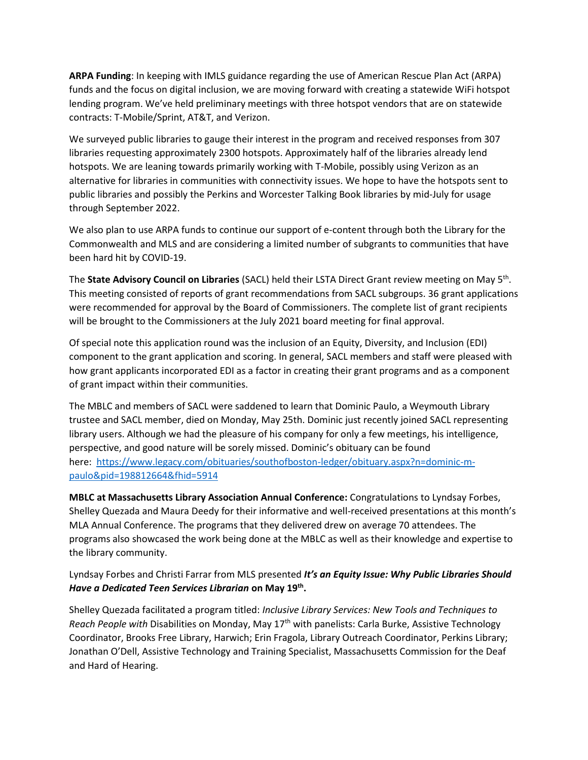**ARPA Funding**: In keeping with IMLS guidance regarding the use of American Rescue Plan Act (ARPA) funds and the focus on digital inclusion, we are moving forward with creating a statewide WiFi hotspot lending program. We've held preliminary meetings with three hotspot vendors that are on statewide contracts: T-Mobile/Sprint, AT&T, and Verizon.

We surveyed public libraries to gauge their interest in the program and received responses from 307 libraries requesting approximately 2300 hotspots. Approximately half of the libraries already lend hotspots. We are leaning towards primarily working with T-Mobile, possibly using Verizon as an alternative for libraries in communities with connectivity issues. We hope to have the hotspots sent to public libraries and possibly the Perkins and Worcester Talking Book libraries by mid-July for usage through September 2022.

We also plan to use ARPA funds to continue our support of e-content through both the Library for the Commonwealth and MLS and are considering a limited number of subgrants to communities that have been hard hit by COVID-19.

The **State Advisory Council on Libraries** (SACL) held their LSTA Direct Grant review meeting on May 5th. This meeting consisted of reports of grant recommendations from SACL subgroups. 36 grant applications were recommended for approval by the Board of Commissioners. The complete list of grant recipients will be brought to the Commissioners at the July 2021 board meeting for final approval.

Of special note this application round was the inclusion of an Equity, Diversity, and Inclusion (EDI) component to the grant application and scoring. In general, SACL members and staff were pleased with how grant applicants incorporated EDI as a factor in creating their grant programs and as a component of grant impact within their communities.

The MBLC and members of SACL were saddened to learn that Dominic Paulo, a Weymouth Library trustee and SACL member, died on Monday, May 25th. Dominic just recently joined SACL representing library users. Although we had the pleasure of his company for only a few meetings, his intelligence, perspective, and good nature will be sorely missed. Dominic's obituary can be found here: [https://www.legacy.com/obituaries/southofboston-ledger/obituary.aspx?n=dominic-m-paulo&pid=198812664&fhid=5914](https://www.legacy.com/obituaries/southofboston-ledger/obituary.aspx?n=dominic-m-paulo&pid=198812664&fhid=5914)

**MBLC at Massachusetts Library Association Annual Conference:** Congratulations to Lyndsay Forbes, Shelley Quezada and Maura Deedy for their informative and well-received presentations at this month's MLA Annual Conference. The programs that they delivered drew on average 70 attendees. The programs also showcased the work being done at the MBLC as well as their knowledge and expertise to the library community.

Lyndsay Forbes and Christi Farrar from MLS presented ***It's an Equity Issue: Why Public Libraries Should Have a Dedicated Teen Services Librarian*** **on May 19th.**

Shelley Quezada facilitated a program titled: *Inclusive Library Services: New Tools and Techniques to Reach People with* Disabilities on Monday, May 17th with panelists: Carla Burke, Assistive Technology Coordinator, Brooks Free Library, Harwich; Erin Fragola, Library Outreach Coordinator, Perkins Library; Jonathan O'Dell, Assistive Technology and Training Specialist, Massachusetts Commission for the Deaf and Hard of Hearing.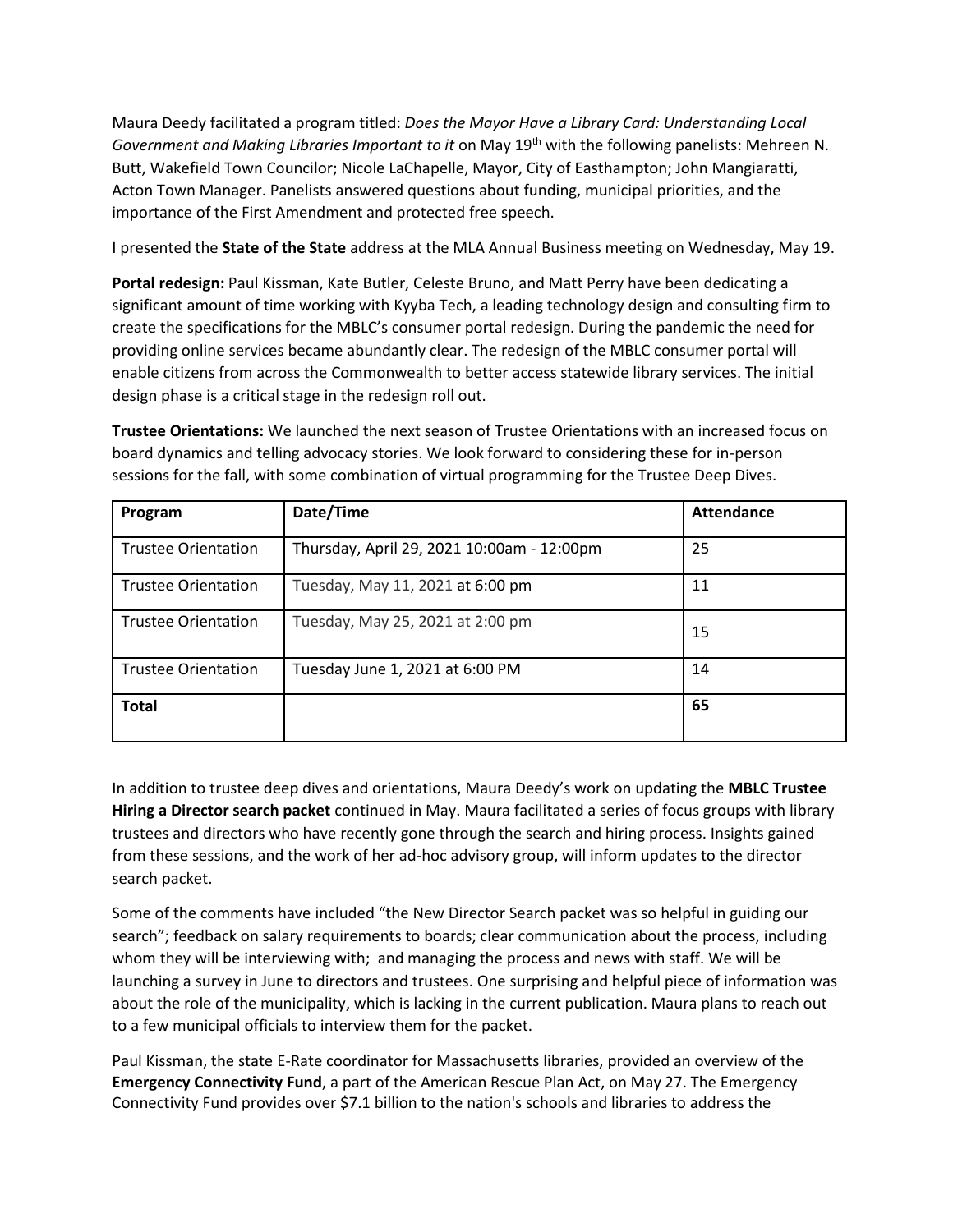Maura Deedy facilitated a program titled: *Does the Mayor Have a Library Card: Understanding Local Government and Making Libraries Important to it* on May 19th with the following panelists: Mehreen N. Butt, Wakefield Town Councilor; Nicole LaChapelle, Mayor, City of Easthampton; John Mangiaratti, Acton Town Manager. Panelists answered questions about funding, municipal priorities, and the importance of the First Amendment and protected free speech.

I presented the **State of the State** address at the MLA Annual Business meeting on Wednesday, May 19.

**Portal redesign:** Paul Kissman, Kate Butler, Celeste Bruno, and Matt Perry have been dedicating a significant amount of time working with Kyyba Tech, a leading technology design and consulting firm to create the specifications for the MBLC's consumer portal redesign. During the pandemic the need for providing online services became abundantly clear. The redesign of the MBLC consumer portal will enable citizens from across the Commonwealth to better access statewide library services. The initial design phase is a critical stage in the redesign roll out.

**Trustee Orientations:** We launched the next season of Trustee Orientations with an increased focus on board dynamics and telling advocacy stories. We look forward to considering these for in-person sessions for the fall, with some combination of virtual programming for the Trustee Deep Dives.

| Program | Date/Time | Attendance |
|---|---|---|
| Trustee Orientation | Thursday, April 29, 2021 10:00am - 12:00pm | 25 |
| Trustee Orientation | Tuesday, May 11, 2021 at 6:00 pm | 11 |
| Trustee Orientation | Tuesday, May 25, 2021 at 2:00 pm | 15 |
| Trustee Orientation | Tuesday June 1, 2021 at 6:00 PM | 14 |
| **Total** | | **65** |

In addition to trustee deep dives and orientations, Maura Deedy's work on updating the **MBLC Trustee Hiring a Director search packet** continued in May. Maura facilitated a series of focus groups with library trustees and directors who have recently gone through the search and hiring process. Insights gained from these sessions, and the work of her ad-hoc advisory group, will inform updates to the director search packet.

Some of the comments have included "the New Director Search packet was so helpful in guiding our search"; feedback on salary requirements to boards; clear communication about the process, including whom they will be interviewing with; and managing the process and news with staff. We will be launching a survey in June to directors and trustees. One surprising and helpful piece of information was about the role of the municipality, which is lacking in the current publication. Maura plans to reach out to a few municipal officials to interview them for the packet.

Paul Kissman, the state E-Rate coordinator for Massachusetts libraries, provided an overview of the **Emergency Connectivity Fund**, a part of the American Rescue Plan Act, on May 27. The Emergency Connectivity Fund provides over $7.1 billion to the nation's schools and libraries to address the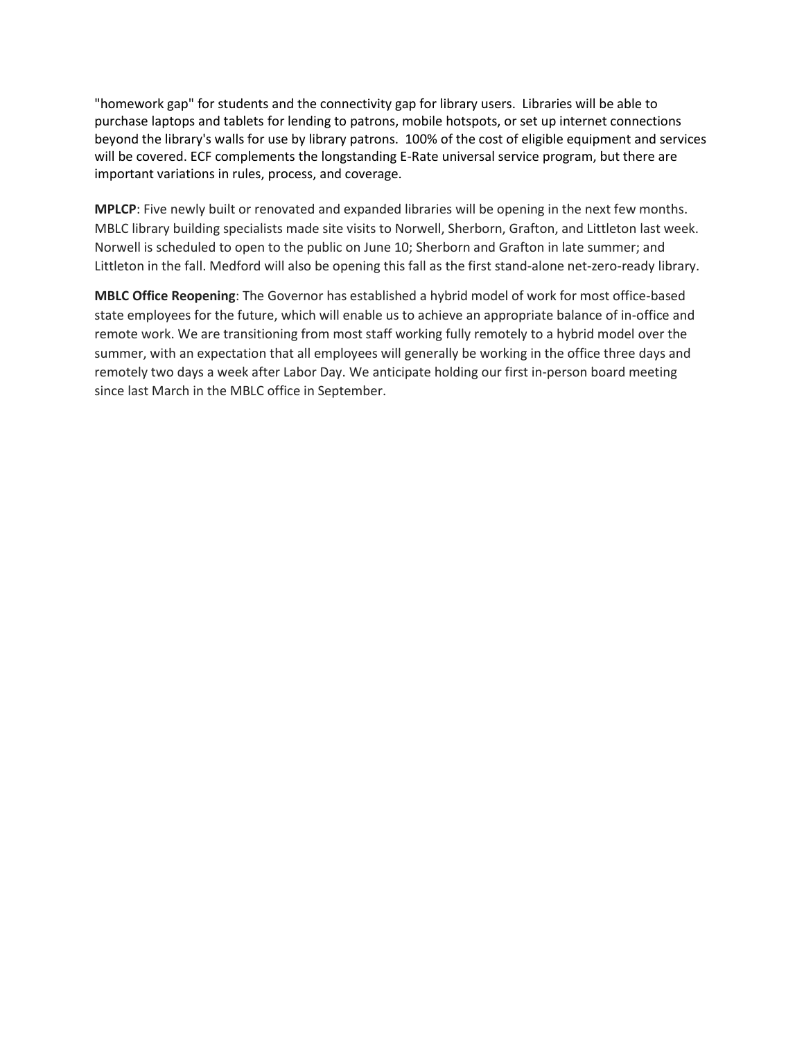"homework gap" for students and the connectivity gap for library users. Libraries will be able to purchase laptops and tablets for lending to patrons, mobile hotspots, or set up internet connections beyond the library's walls for use by library patrons. 100% of the cost of eligible equipment and services will be covered. ECF complements the longstanding E-Rate universal service program, but there are important variations in rules, process, and coverage.

**MPLCP**: Five newly built or renovated and expanded libraries will be opening in the next few months. MBLC library building specialists made site visits to Norwell, Sherborn, Grafton, and Littleton last week. Norwell is scheduled to open to the public on June 10; Sherborn and Grafton in late summer; and Littleton in the fall. Medford will also be opening this fall as the first stand-alone net-zero-ready library.

**MBLC Office Reopening**: The Governor has established a hybrid model of work for most office-based state employees for the future, which will enable us to achieve an appropriate balance of in-office and remote work. We are transitioning from most staff working fully remotely to a hybrid model over the summer, with an expectation that all employees will generally be working in the office three days and remotely two days a week after Labor Day. We anticipate holding our first in-person board meeting since last March in the MBLC office in September.